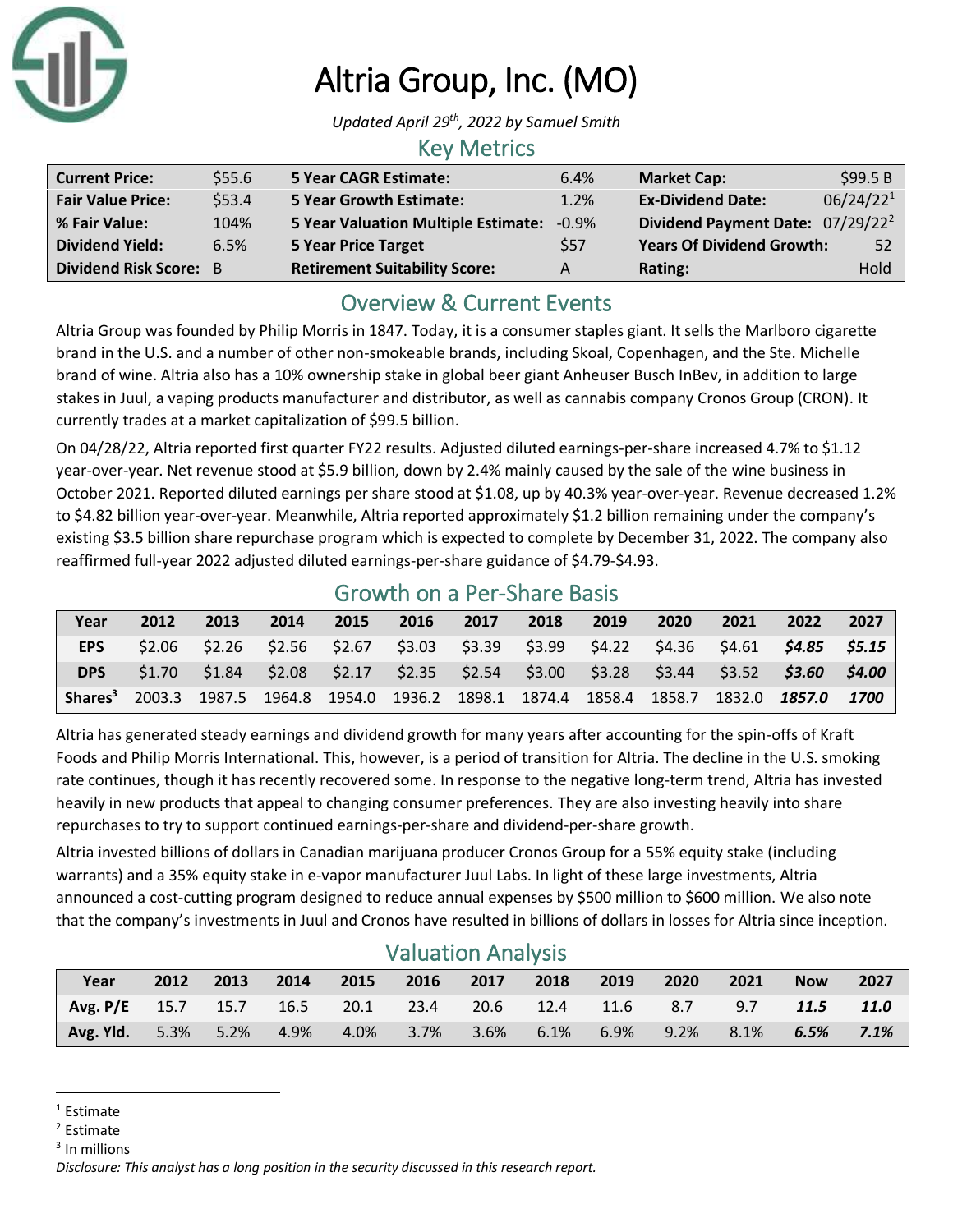# Altria Group, Inc. (MO)

*Updated April 29th, 2022 by Samuel Smith*

## Key Metrics

| | | | | | |
|---|---|---|---|---|---|
| **Current Price:** | $55.6 | **5 Year CAGR Estimate:** | 6.4% | **Market Cap:** | $99.5 B |
| **Fair Value Price:** | $53.4 | **5 Year Growth Estimate:** | 1.2% | **Ex-Dividend Date:** | 06/24/22[1] |
| **% Fair Value:** | 104% | **5 Year Valuation Multiple Estimate:** | -0.9% | **Dividend Payment Date:** | 07/29/22[2] |
| **Dividend Yield:** | 6.5% | **5 Year Price Target** | $57 | **Years Of Dividend Growth:** | 52 |
| **Dividend Risk Score:** | B | **Retirement Suitability Score:** | A | **Rating:** | Hold |

## Overview & Current Events

Altria Group was founded by Philip Morris in 1847. Today, it is a consumer staples giant. It sells the Marlboro cigarette brand in the U.S. and a number of other non-smokeable brands, including Skoal, Copenhagen, and the Ste. Michelle brand of wine. Altria also has a 10% ownership stake in global beer giant Anheuser Busch InBev, in addition to large stakes in Juul, a vaping products manufacturer and distributor, as well as cannabis company Cronos Group (CRON). It currently trades at a market capitalization of $99.5 billion.

On 04/28/22, Altria reported first quarter FY22 results. Adjusted diluted earnings-per-share increased 4.7% to $1.12 year-over-year. Net revenue stood at $5.9 billion, down by 2.4% mainly caused by the sale of the wine business in October 2021. Reported diluted earnings per share stood at $1.08, up by 40.3% year-over-year. Revenue decreased 1.2% to $4.82 billion year-over-year. Meanwhile, Altria reported approximately $1.2 billion remaining under the company's existing $3.5 billion share repurchase program which is expected to complete by December 31, 2022. The company also reaffirmed full-year 2022 adjusted diluted earnings-per-share guidance of $4.79-$4.93.

## Growth on a Per-Share Basis

| Year | 2012 | 2013 | 2014 | 2015 | 2016 | 2017 | 2018 | 2019 | 2020 | 2021 | 2022 | 2027 |
|---|---|---|---|---|---|---|---|---|---|---|---|---|
| **EPS** | $2.06 | $2.26 | $2.56 | $2.67 | $3.03 | $3.39 | $3.99 | $4.22 | $4.36 | $4.61 | ***$4.85*** | ***$5.15*** |
| **DPS** | $1.70 | $1.84 | $2.08 | $2.17 | $2.35 | $2.54 | $3.00 | $3.28 | $3.44 | $3.52 | ***$3.60*** | ***$4.00*** |
| **Shares[3]** | 2003.3 | 1987.5 | 1964.8 | 1954.0 | 1936.2 | 1898.1 | 1874.4 | 1858.4 | 1858.7 | 1832.0 | ***1857.0*** | ***1700*** |

Altria has generated steady earnings and dividend growth for many years after accounting for the spin-offs of Kraft Foods and Philip Morris International. This, however, is a period of transition for Altria. The decline in the U.S. smoking rate continues, though it has recently recovered some. In response to the negative long-term trend, Altria has invested heavily in new products that appeal to changing consumer preferences. They are also investing heavily into share repurchases to try to support continued earnings-per-share and dividend-per-share growth.

Altria invested billions of dollars in Canadian marijuana producer Cronos Group for a 55% equity stake (including warrants) and a 35% equity stake in e-vapor manufacturer Juul Labs. In light of these large investments, Altria announced a cost-cutting program designed to reduce annual expenses by $500 million to $600 million. We also note that the company's investments in Juul and Cronos have resulted in billions of dollars in losses for Altria since inception.

## Valuation Analysis

| Year | 2012 | 2013 | 2014 | 2015 | 2016 | 2017 | 2018 | 2019 | 2020 | 2021 | Now | 2027 |
|---|---|---|---|---|---|---|---|---|---|---|---|---|
| **Avg. P/E** | 15.7 | 15.7 | 16.5 | 20.1 | 23.4 | 20.6 | 12.4 | 11.6 | 8.7 | 9.7 | ***11.5*** | ***11.0*** |
| **Avg. Yld.** | 5.3% | 5.2% | 4.9% | 4.0% | 3.7% | 3.6% | 6.1% | 6.9% | 9.2% | 8.1% | ***6.5%*** | ***7.1%*** |

[1] Estimate
[2] Estimate
[3] In millions

*Disclosure: This analyst has a long position in the security discussed in this research report.*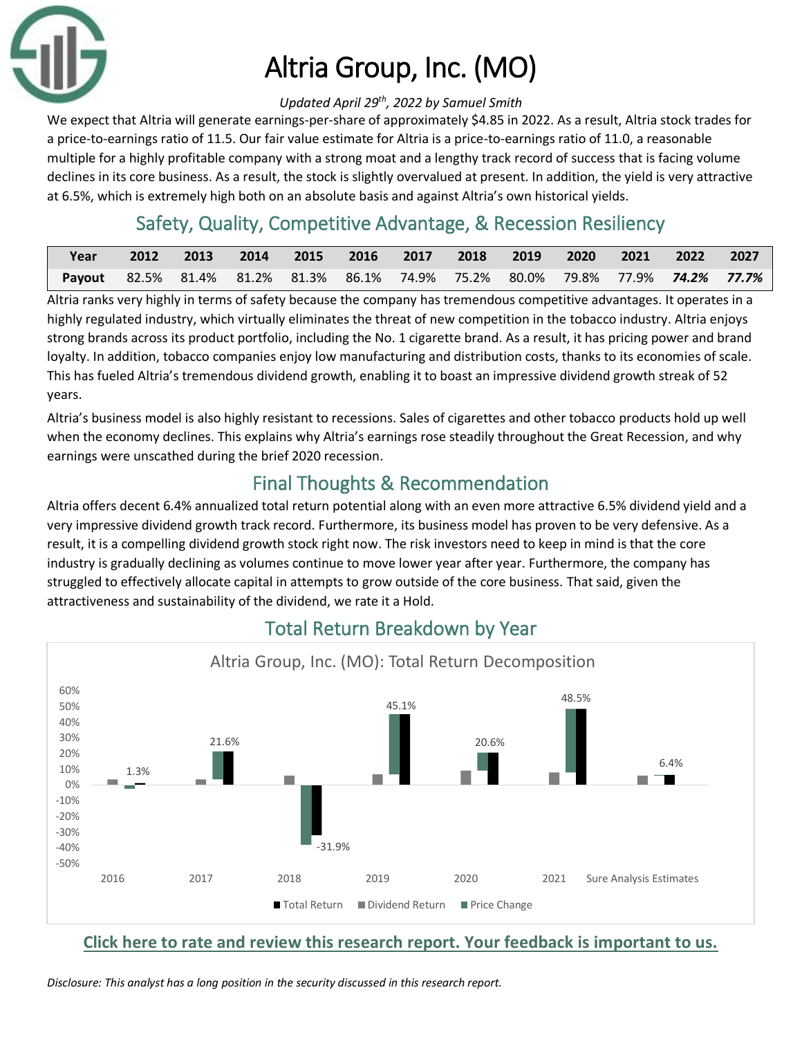# Altria Group, Inc. (MO)

*Updated April 29th, 2022 by Samuel Smith*

We expect that Altria will generate earnings-per-share of approximately $4.85 in 2022. As a result, Altria stock trades for a price-to-earnings ratio of 11.5. Our fair value estimate for Altria is a price-to-earnings ratio of 11.0, a reasonable multiple for a highly profitable company with a strong moat and a lengthy track record of success that is facing volume declines in its core business. As a result, the stock is slightly overvalued at present. In addition, the yield is very attractive at 6.5%, which is extremely high both on an absolute basis and against Altria's own historical yields.

## Safety, Quality, Competitive Advantage, & Recession Resiliency

| Year | 2012 | 2013 | 2014 | 2015 | 2016 | 2017 | 2018 | 2019 | 2020 | 2021 | 2022 | 2027 |
|---|---|---|---|---|---|---|---|---|---|---|---|---|
| Payout | 82.5% | 81.4% | 81.2% | 81.3% | 86.1% | 74.9% | 75.2% | 80.0% | 79.8% | 77.9% | ***74.2%*** | ***77.7%*** |

Altria ranks very highly in terms of safety because the company has tremendous competitive advantages. It operates in a highly regulated industry, which virtually eliminates the threat of new competition in the tobacco industry. Altria enjoys strong brands across its product portfolio, including the No. 1 cigarette brand. As a result, it has pricing power and brand loyalty. In addition, tobacco companies enjoy low manufacturing and distribution costs, thanks to its economies of scale. This has fueled Altria's tremendous dividend growth, enabling it to boast an impressive dividend growth streak of 52 years.

Altria's business model is also highly resistant to recessions. Sales of cigarettes and other tobacco products hold up well when the economy declines. This explains why Altria's earnings rose steadily throughout the Great Recession, and why earnings were unscathed during the brief 2020 recession.

## Final Thoughts & Recommendation

Altria offers decent 6.4% annualized total return potential along with an even more attractive 6.5% dividend yield and a very impressive dividend growth track record. Furthermore, its business model has proven to be very defensive. As a result, it is a compelling dividend growth stock right now. The risk investors need to keep in mind is that the core industry is gradually declining as volumes continue to move lower year after year. Furthermore, the company has struggled to effectively allocate capital in attempts to grow outside of the core business. That said, given the attractiveness and sustainability of the dividend, we rate it a Hold.

## Total Return Breakdown by Year

Altria Group, Inc. (MO): Total Return Decomposition

| | 2016 | 2017 | 2018 | 2019 | 2020 | 2021 | Sure Analysis Estimates |
|---|---|---|---|---|---|---|---|
| Total Return | 1.3% | 21.6% | -31.9% | 45.1% | 20.6% | 48.5% | 6.4% |

Legend: Total Return, Dividend Return, Price Change

**Click here to rate and review this research report. Your feedback is important to us.**

*Disclosure: This analyst has a long position in the security discussed in this research report.*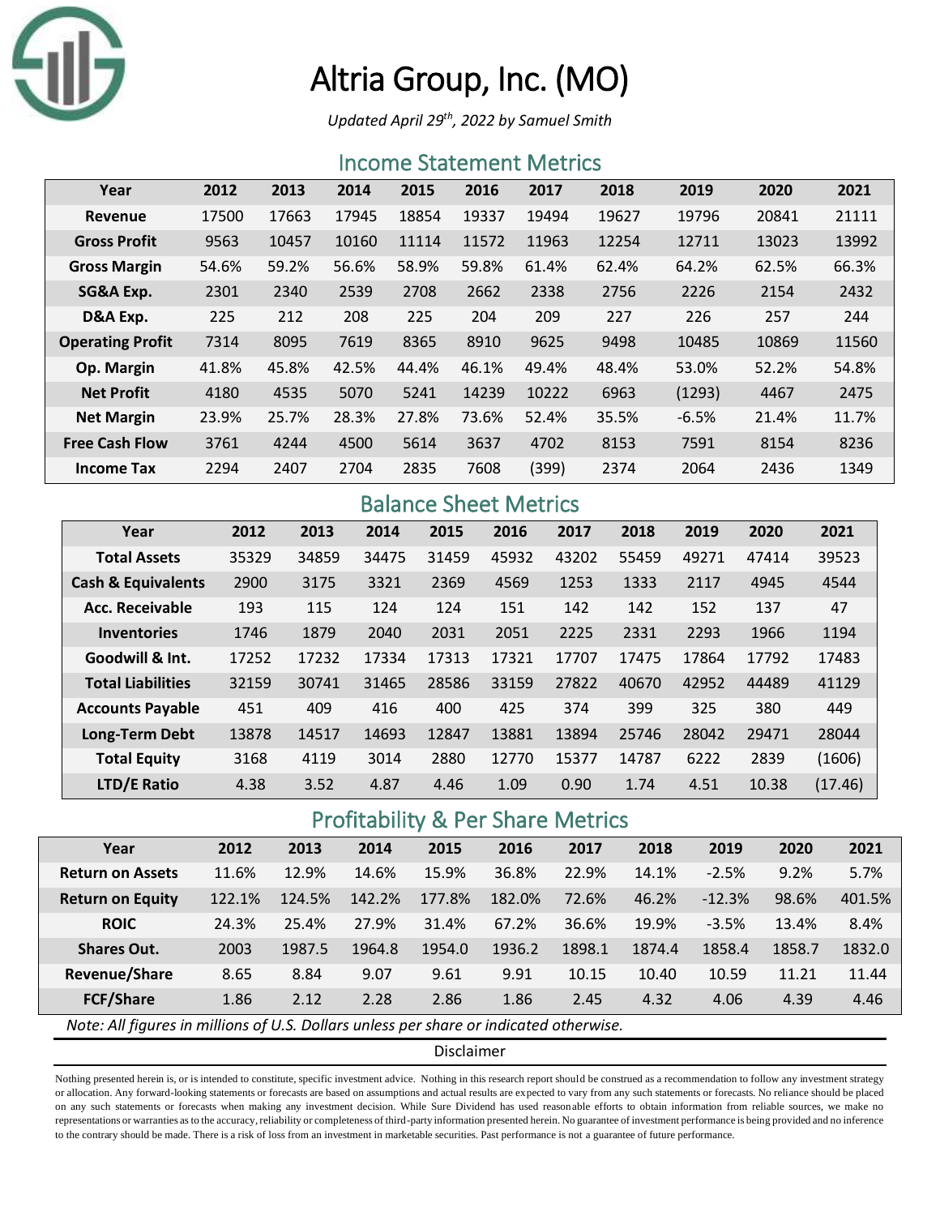# Altria Group, Inc. (MO)

*Updated April 29th, 2022 by Samuel Smith*

## Income Statement Metrics

| Year | 2012 | 2013 | 2014 | 2015 | 2016 | 2017 | 2018 | 2019 | 2020 | 2021 |
|---|---|---|---|---|---|---|---|---|---|---|
| **Revenue** | 17500 | 17663 | 17945 | 18854 | 19337 | 19494 | 19627 | 19796 | 20841 | 21111 |
| **Gross Profit** | 9563 | 10457 | 10160 | 11114 | 11572 | 11963 | 12254 | 12711 | 13023 | 13992 |
| **Gross Margin** | 54.6% | 59.2% | 56.6% | 58.9% | 59.8% | 61.4% | 62.4% | 64.2% | 62.5% | 66.3% |
| **SG&A Exp.** | 2301 | 2340 | 2539 | 2708 | 2662 | 2338 | 2756 | 2226 | 2154 | 2432 |
| **D&A Exp.** | 225 | 212 | 208 | 225 | 204 | 209 | 227 | 226 | 257 | 244 |
| **Operating Profit** | 7314 | 8095 | 7619 | 8365 | 8910 | 9625 | 9498 | 10485 | 10869 | 11560 |
| **Op. Margin** | 41.8% | 45.8% | 42.5% | 44.4% | 46.1% | 49.4% | 48.4% | 53.0% | 52.2% | 54.8% |
| **Net Profit** | 4180 | 4535 | 5070 | 5241 | 14239 | 10222 | 6963 | (1293) | 4467 | 2475 |
| **Net Margin** | 23.9% | 25.7% | 28.3% | 27.8% | 73.6% | 52.4% | 35.5% | -6.5% | 21.4% | 11.7% |
| **Free Cash Flow** | 3761 | 4244 | 4500 | 5614 | 3637 | 4702 | 8153 | 7591 | 8154 | 8236 |
| **Income Tax** | 2294 | 2407 | 2704 | 2835 | 7608 | (399) | 2374 | 2064 | 2436 | 1349 |

## Balance Sheet Metrics

| Year | 2012 | 2013 | 2014 | 2015 | 2016 | 2017 | 2018 | 2019 | 2020 | 2021 |
|---|---|---|---|---|---|---|---|---|---|---|
| **Total Assets** | 35329 | 34859 | 34475 | 31459 | 45932 | 43202 | 55459 | 49271 | 47414 | 39523 |
| **Cash & Equivalents** | 2900 | 3175 | 3321 | 2369 | 4569 | 1253 | 1333 | 2117 | 4945 | 4544 |
| **Acc. Receivable** | 193 | 115 | 124 | 124 | 151 | 142 | 142 | 152 | 137 | 47 |
| **Inventories** | 1746 | 1879 | 2040 | 2031 | 2051 | 2225 | 2331 | 2293 | 1966 | 1194 |
| **Goodwill & Int.** | 17252 | 17232 | 17334 | 17313 | 17321 | 17707 | 17475 | 17864 | 17792 | 17483 |
| **Total Liabilities** | 32159 | 30741 | 31465 | 28586 | 33159 | 27822 | 40670 | 42952 | 44489 | 41129 |
| **Accounts Payable** | 451 | 409 | 416 | 400 | 425 | 374 | 399 | 325 | 380 | 449 |
| **Long-Term Debt** | 13878 | 14517 | 14693 | 12847 | 13881 | 13894 | 25746 | 28042 | 29471 | 28044 |
| **Total Equity** | 3168 | 4119 | 3014 | 2880 | 12770 | 15377 | 14787 | 6222 | 2839 | (1606) |
| **LTD/E Ratio** | 4.38 | 3.52 | 4.87 | 4.46 | 1.09 | 0.90 | 1.74 | 4.51 | 10.38 | (17.46) |

## Profitability & Per Share Metrics

| Year | 2012 | 2013 | 2014 | 2015 | 2016 | 2017 | 2018 | 2019 | 2020 | 2021 |
|---|---|---|---|---|---|---|---|---|---|---|
| **Return on Assets** | 11.6% | 12.9% | 14.6% | 15.9% | 36.8% | 22.9% | 14.1% | -2.5% | 9.2% | 5.7% |
| **Return on Equity** | 122.1% | 124.5% | 142.2% | 177.8% | 182.0% | 72.6% | 46.2% | -12.3% | 98.6% | 401.5% |
| **ROIC** | 24.3% | 25.4% | 27.9% | 31.4% | 67.2% | 36.6% | 19.9% | -3.5% | 13.4% | 8.4% |
| **Shares Out.** | 2003 | 1987.5 | 1964.8 | 1954.0 | 1936.2 | 1898.1 | 1874.4 | 1858.4 | 1858.7 | 1832.0 |
| **Revenue/Share** | 8.65 | 8.84 | 9.07 | 9.61 | 9.91 | 10.15 | 10.40 | 10.59 | 11.21 | 11.44 |
| **FCF/Share** | 1.86 | 2.12 | 2.28 | 2.86 | 1.86 | 2.45 | 4.32 | 4.06 | 4.39 | 4.46 |

*Note: All figures in millions of U.S. Dollars unless per share or indicated otherwise.*

Disclaimer

Nothing presented herein is, or is intended to constitute, specific investment advice. Nothing in this research report should be construed as a recommendation to follow any investment strategy or allocation. Any forward-looking statements or forecasts are based on assumptions and actual results are expected to vary from any such statements or forecasts. No reliance should be placed on any such statements or forecasts when making any investment decision. While Sure Dividend has used reasonable efforts to obtain information from reliable sources, we make no representations or warranties as to the accuracy, reliability or completeness of third-party information presented herein. No guarantee of investment performance is being provided and no inference to the contrary should be made. There is a risk of loss from an investment in marketable securities. Past performance is not a guarantee of future performance.